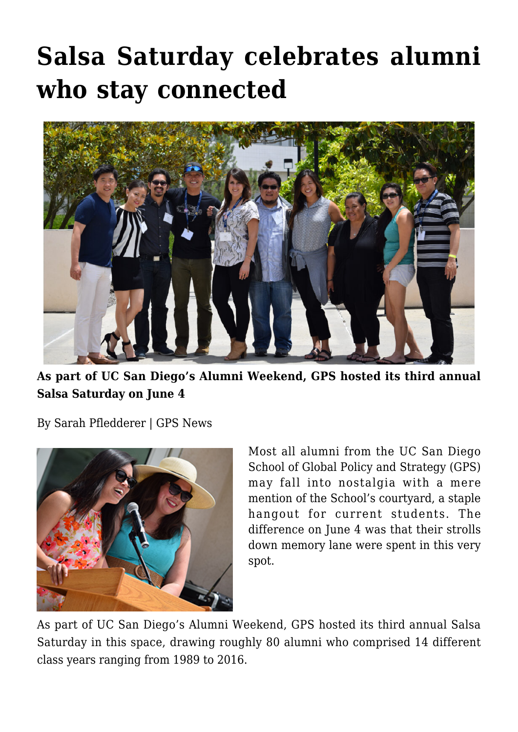# Salsa Saturday celebrates alumni who stay connected

**As part of UC San Diego's Alumni Weekend, GPS hosted its third annual Salsa Saturday on June 4**

By Sarah Pfledderer | GPS News

Most all alumni from the UC San Diego School of Global Policy and Strategy (GPS) may fall into nostalgia with a mere mention of the School's courtyard, a staple hangout for current students. The difference on June 4 was that their strolls down memory lane were spent in this very spot.

As part of UC San Diego's Alumni Weekend, GPS hosted its third annual Salsa Saturday in this space, drawing roughly 80 alumni who comprised 14 different class years ranging from 1989 to 2016.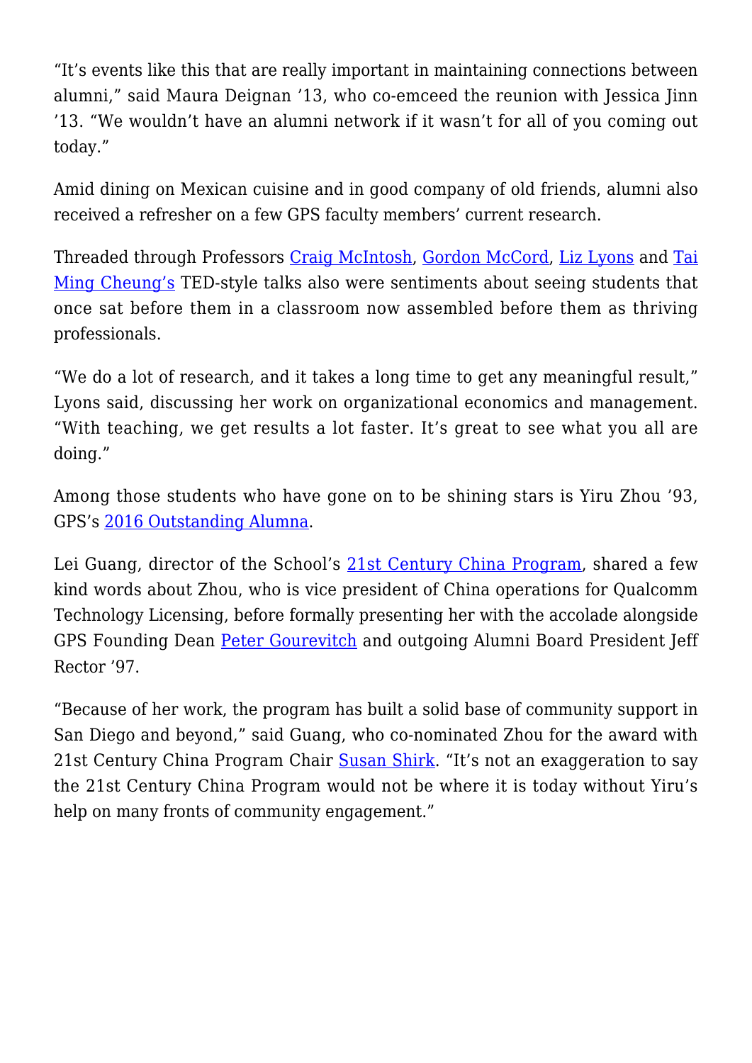"It's events like this that are really important in maintaining connections between alumni," said Maura Deignan '13, who co-emceed the reunion with Jessica Jinn '13. "We wouldn't have an alumni network if it wasn't for all of you coming out today."

Amid dining on Mexican cuisine and in good company of old friends, alumni also received a refresher on a few GPS faculty members' current research.

Threaded through Professors Craig McIntosh, Gordon McCord, Liz Lyons and Tai Ming Cheung's TED-style talks also were sentiments about seeing students that once sat before them in a classroom now assembled before them as thriving professionals.

"We do a lot of research, and it takes a long time to get any meaningful result," Lyons said, discussing her work on organizational economics and management. "With teaching, we get results a lot faster. It's great to see what you all are doing."

Among those students who have gone on to be shining stars is Yiru Zhou '93, GPS's 2016 Outstanding Alumna.

Lei Guang, director of the School's 21st Century China Program, shared a few kind words about Zhou, who is vice president of China operations for Qualcomm Technology Licensing, before formally presenting her with the accolade alongside GPS Founding Dean Peter Gourevitch and outgoing Alumni Board President Jeff Rector '97.

"Because of her work, the program has built a solid base of community support in San Diego and beyond," said Guang, who co-nominated Zhou for the award with 21st Century China Program Chair Susan Shirk. "It's not an exaggeration to say the 21st Century China Program would not be where it is today without Yiru's help on many fronts of community engagement."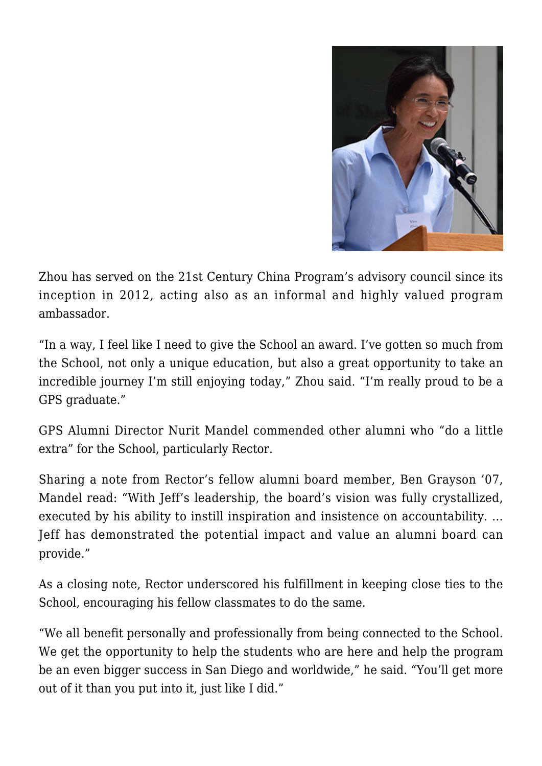Zhou has served on the 21st Century China Program's advisory council since its inception in 2012, acting also as an informal and highly valued program ambassador.

"In a way, I feel like I need to give the School an award. I've gotten so much from the School, not only a unique education, but also a great opportunity to take an incredible journey I'm still enjoying today," Zhou said. "I'm really proud to be a GPS graduate."

GPS Alumni Director Nurit Mandel commended other alumni who "do a little extra" for the School, particularly Rector.

Sharing a note from Rector's fellow alumni board member, Ben Grayson '07, Mandel read: "With Jeff's leadership, the board's vision was fully crystallized, executed by his ability to instill inspiration and insistence on accountability. … Jeff has demonstrated the potential impact and value an alumni board can provide."

As a closing note, Rector underscored his fulfillment in keeping close ties to the School, encouraging his fellow classmates to do the same.

"We all benefit personally and professionally from being connected to the School. We get the opportunity to help the students who are here and help the program be an even bigger success in San Diego and worldwide," he said. "You'll get more out of it than you put into it, just like I did."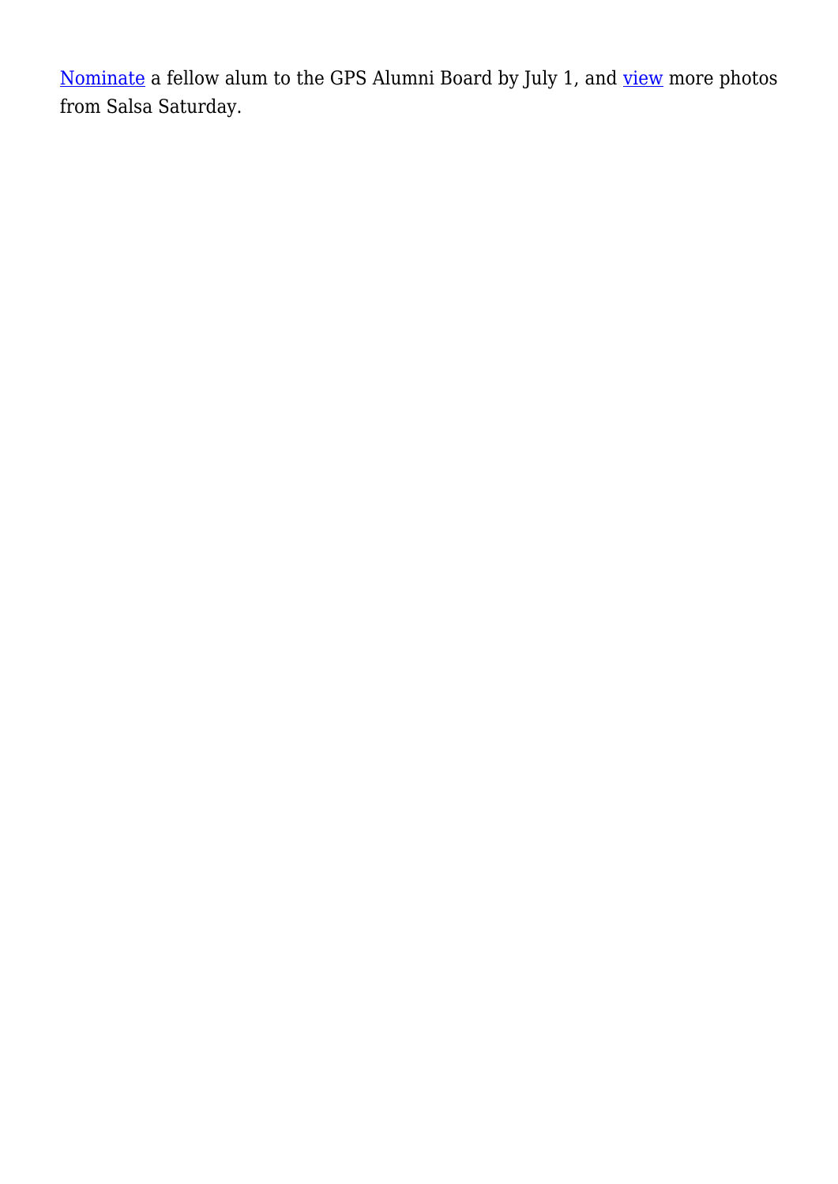Nominate a fellow alum to the GPS Alumni Board by July 1, and view more photos from Salsa Saturday.